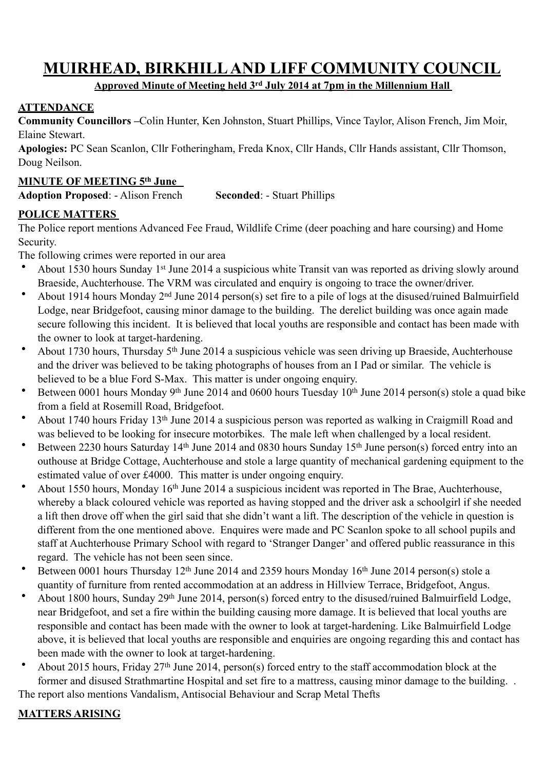# MUIRHEAD, BIRKHILL AND LIFF COMMUNITY COUNCIL

**Approved Minute of Meeting held 3rd July 2014 at 7pm in the Millennium Hall**

## ATTENDANCE

**Community Councillors –**Colin Hunter, Ken Johnston, Stuart Phillips, Vince Taylor, Alison French, Jim Moir, Elaine Stewart.

**Apologies:** PC Sean Scanlon, Cllr Fotheringham, Freda Knox, Cllr Hands, Cllr Hands assistant, Cllr Thomson, Doug Neilson.

## MINUTE OF MEETING 5th June

**Adoption Proposed**: - Alison French **Seconded**: - Stuart Phillips

## POLICE MATTERS

The Police report mentions Advanced Fee Fraud, Wildlife Crime (deer poaching and hare coursing) and Home Security.

The following crimes were reported in our area

- About 1530 hours Sunday 1st June 2014 a suspicious white Transit van was reported as driving slowly around Braeside, Auchterhouse. The VRM was circulated and enquiry is ongoing to trace the owner/driver.
- About 1914 hours Monday 2nd June 2014 person(s) set fire to a pile of logs at the disused/ruined Balmuirfield Lodge, near Bridgefoot, causing minor damage to the building. The derelict building was once again made secure following this incident. It is believed that local youths are responsible and contact has been made with the owner to look at target-hardening.
- About 1730 hours, Thursday 5th June 2014 a suspicious vehicle was seen driving up Braeside, Auchterhouse and the driver was believed to be taking photographs of houses from an I Pad or similar. The vehicle is believed to be a blue Ford S-Max. This matter is under ongoing enquiry.
- Between 0001 hours Monday 9th June 2014 and 0600 hours Tuesday 10th June 2014 person(s) stole a quad bike from a field at Rosemill Road, Bridgefoot.
- About 1740 hours Friday 13th June 2014 a suspicious person was reported as walking in Craigmill Road and was believed to be looking for insecure motorbikes. The male left when challenged by a local resident.
- Between 2230 hours Saturday 14th June 2014 and 0830 hours Sunday 15th June person(s) forced entry into an outhouse at Bridge Cottage, Auchterhouse and stole a large quantity of mechanical gardening equipment to the estimated value of over £4000. This matter is under ongoing enquiry.
- About 1550 hours, Monday 16th June 2014 a suspicious incident was reported in The Brae, Auchterhouse, whereby a black coloured vehicle was reported as having stopped and the driver ask a schoolgirl if she needed a lift then drove off when the girl said that she didn't want a lift. The description of the vehicle in question is different from the one mentioned above. Enquires were made and PC Scanlon spoke to all school pupils and staff at Auchterhouse Primary School with regard to 'Stranger Danger' and offered public reassurance in this regard. The vehicle has not been seen since.
- Between 0001 hours Thursday 12th June 2014 and 2359 hours Monday 16th June 2014 person(s) stole a quantity of furniture from rented accommodation at an address in Hillview Terrace, Bridgefoot, Angus.
- About 1800 hours, Sunday 29th June 2014, person(s) forced entry to the disused/ruined Balmuirfield Lodge, near Bridgefoot, and set a fire within the building causing more damage. It is believed that local youths are responsible and contact has been made with the owner to look at target-hardening. Like Balmuirfield Lodge above, it is believed that local youths are responsible and enquiries are ongoing regarding this and contact has been made with the owner to look at target-hardening.
- About 2015 hours, Friday 27th June 2014, person(s) forced entry to the staff accommodation block at the former and disused Strathmartine Hospital and set fire to a mattress, causing minor damage to the building. .

The report also mentions Vandalism, Antisocial Behaviour and Scrap Metal Thefts

## MATTERS ARISING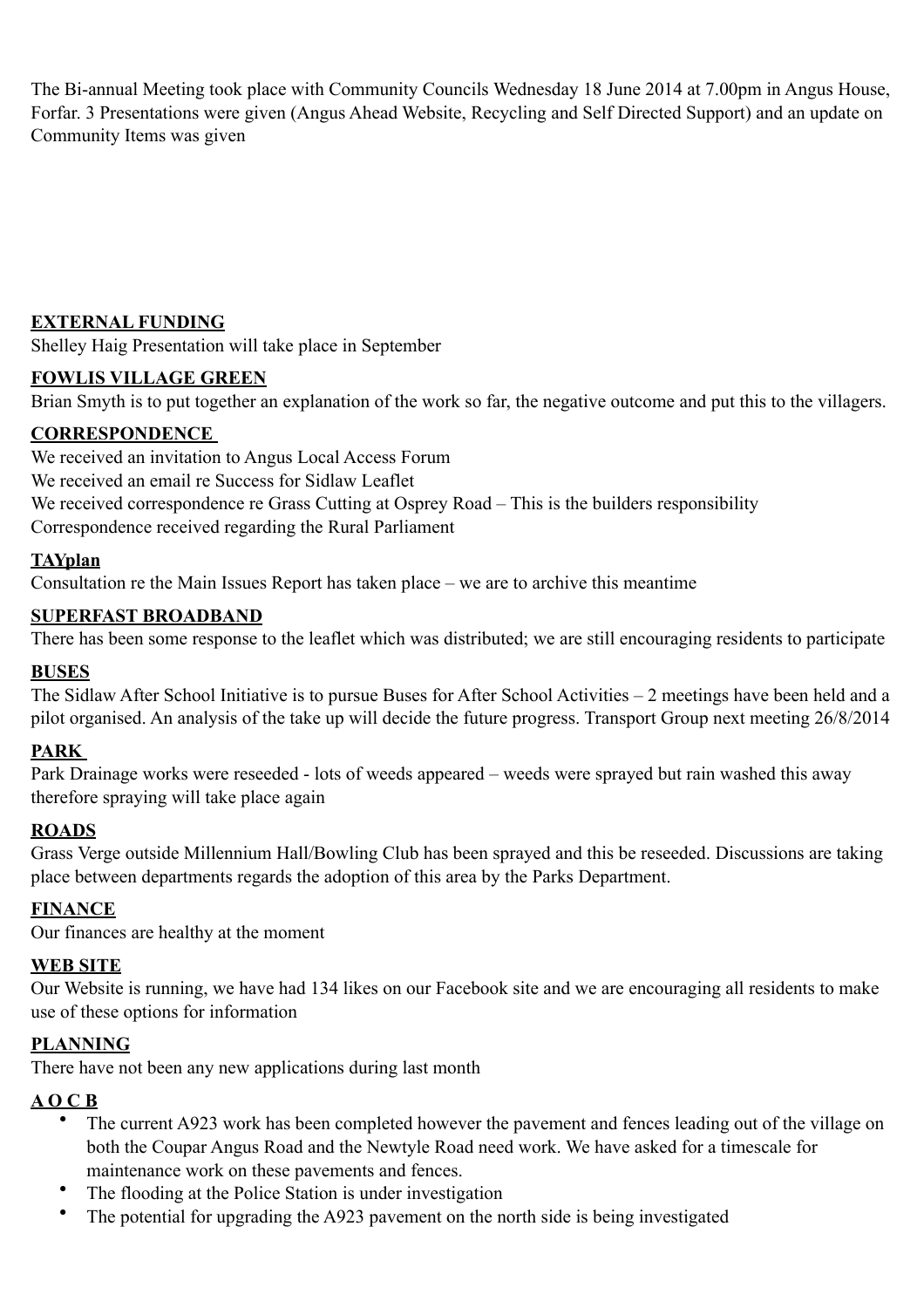The Bi-annual Meeting took place with Community Councils Wednesday 18 June 2014 at 7.00pm in Angus House, Forfar. 3 Presentations were given (Angus Ahead Website, Recycling and Self Directed Support) and an update on Community Items was given

**EXTERNAL FUNDING**

Shelley Haig Presentation will take place in September

**FOWLIS VILLAGE GREEN**

Brian Smyth is to put together an explanation of the work so far, the negative outcome and put this to the villagers.

**CORRESPONDENCE**

We received an invitation to Angus Local Access Forum
We received an email re Success for Sidlaw Leaflet
We received correspondence re Grass Cutting at Osprey Road – This is the builders responsibility
Correspondence received regarding the Rural Parliament

**TAYplan**

Consultation re the Main Issues Report has taken place – we are to archive this meantime

**SUPERFAST BROADBAND**

There has been some response to the leaflet which was distributed; we are still encouraging residents to participate

**BUSES**

The Sidlaw After School Initiative is to pursue Buses for After School Activities – 2 meetings have been held and a pilot organised. An analysis of the take up will decide the future progress. Transport Group next meeting 26/8/2014

**PARK**

Park Drainage works were reseeded - lots of weeds appeared – weeds were sprayed but rain washed this away therefore spraying will take place again

**ROADS**

Grass Verge outside Millennium Hall/Bowling Club has been sprayed and this be reseeded. Discussions are taking place between departments regards the adoption of this area by the Parks Department.

**FINANCE**

Our finances are healthy at the moment

**WEB SITE**

Our Website is running, we have had 134 likes on our Facebook site and we are encouraging all residents to make use of these options for information

**PLANNING**

There have not been any new applications during last month

**A O C B**

- The current A923 work has been completed however the pavement and fences leading out of the village on both the Coupar Angus Road and the Newtyle Road need work. We have asked for a timescale for maintenance work on these pavements and fences.
- The flooding at the Police Station is under investigation
- The potential for upgrading the A923 pavement on the north side is being investigated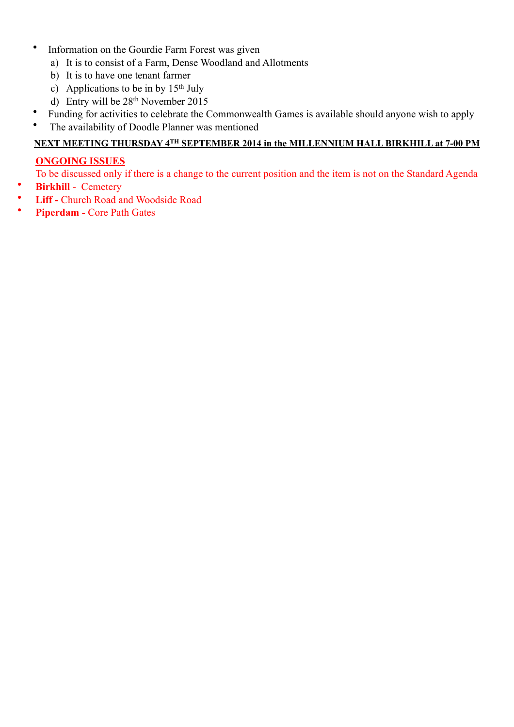- Information on the Gourdie Farm Forest was given
  a) It is to consist of a Farm, Dense Woodland and Allotments
  b) It is to have one tenant farmer
  c) Applications to be in by 15th July
  d) Entry will be 28th November 2015
- Funding for activities to celebrate the Commonwealth Games is available should anyone wish to apply
- The availability of Doodle Planner was mentioned

**NEXT MEETING THURSDAY 4TH SEPTEMBER 2014 in the MILLENNIUM HALL BIRKHILL at 7-00 PM**

**ONGOING ISSUES**

To be discussed only if there is a change to the current position and the item is not on the Standard Agenda

- **Birkhill** - Cemetery
- **Liff -** Church Road and Woodside Road
- **Piperdam -** Core Path Gates